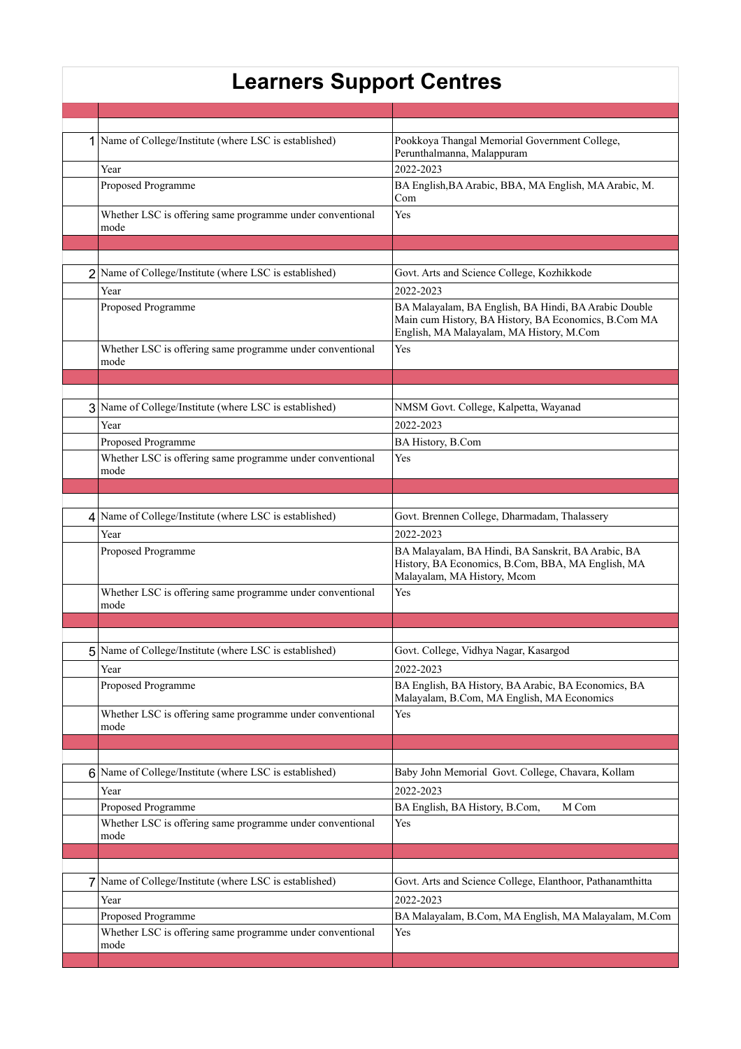# Learners Support Centres

| | | |
|---|---|---|
| 1 | Name of College/Institute (where LSC is established) | Pookkoya Thangal Memorial Government College, Perunthalmanna, Malappuram |
| | Year | 2022-2023 |
| | Proposed Programme | BA English,BA Arabic, BBA, MA English, MA Arabic, M. Com |
| | Whether LSC is offering same programme under conventional mode | Yes |
| 2 | Name of College/Institute (where LSC is established) | Govt. Arts and Science College, Kozhikkode |
| | Year | 2022-2023 |
| | Proposed Programme | BA Malayalam, BA English, BA Hindi, BA Arabic Double Main cum History, BA History, BA Economics, B.Com MA English, MA Malayalam, MA History, M.Com |
| | Whether LSC is offering same programme under conventional mode | Yes |
| 3 | Name of College/Institute (where LSC is established) | NMSM Govt. College, Kalpetta, Wayanad |
| | Year | 2022-2023 |
| | Proposed Programme | BA History, B.Com |
| | Whether LSC is offering same programme under conventional mode | Yes |
| 4 | Name of College/Institute (where LSC is established) | Govt. Brennen College, Dharmadam, Thalassery |
| | Year | 2022-2023 |
| | Proposed Programme | BA Malayalam, BA Hindi, BA Sanskrit, BA Arabic, BA History, BA Economics, B.Com, BBA, MA English, MA Malayalam, MA History, Mcom |
| | Whether LSC is offering same programme under conventional mode | Yes |
| 5 | Name of College/Institute (where LSC is established) | Govt. College, Vidhya Nagar, Kasargod |
| | Year | 2022-2023 |
| | Proposed Programme | BA English, BA History, BA Arabic, BA Economics, BA Malayalam, B.Com, MA English, MA Economics |
| | Whether LSC is offering same programme under conventional mode | Yes |
| 6 | Name of College/Institute (where LSC is established) | Baby John Memorial Govt. College, Chavara, Kollam |
| | Year | 2022-2023 |
| | Proposed Programme | BA English, BA History, B.Com, M Com |
| | Whether LSC is offering same programme under conventional mode | Yes |
| 7 | Name of College/Institute (where LSC is established) | Govt. Arts and Science College, Elanthoor, Pathanamthitta |
| | Year | 2022-2023 |
| | Proposed Programme | BA Malayalam, B.Com, MA English, MA Malayalam, M.Com |
| | Whether LSC is offering same programme under conventional mode | Yes |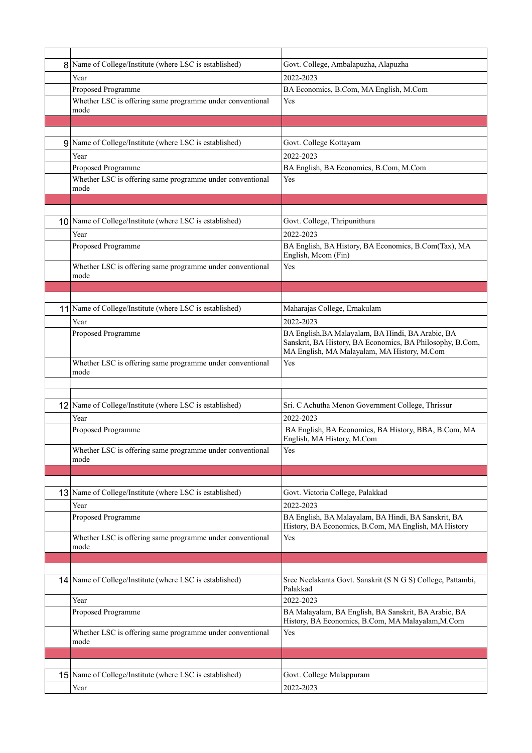| | | |
|---|---|---|
| 8 | Name of College/Institute (where LSC is established) | Govt. College, Ambalapuzha, Alapuzha |
| | Year | 2022-2023 |
| | Proposed Programme | BA Economics, B.Com, MA English, M.Com |
| | Whether LSC is offering same programme under conventional mode | Yes |
| | | |
| | | |
| 9 | Name of College/Institute (where LSC is established) | Govt. College Kottayam |
| | Year | 2022-2023 |
| | Proposed Programme | BA English, BA Economics, B.Com, M.Com |
| | Whether LSC is offering same programme under conventional mode | Yes |
| | | |
| | | |
| 10 | Name of College/Institute (where LSC is established) | Govt. College, Thripunithura |
| | Year | 2022-2023 |
| | Proposed Programme | BA English, BA History, BA Economics, B.Com(Tax), MA English, Mcom (Fin) |
| | Whether LSC is offering same programme under conventional mode | Yes |
| | | |
| | | |
| 11 | Name of College/Institute (where LSC is established) | Maharajas College, Ernakulam |
| | Year | 2022-2023 |
| | Proposed Programme | BA English,BA Malayalam, BA Hindi, BA Arabic, BA Sanskrit, BA History, BA Economics, BA Philosophy, B.Com, MA English, MA Malayalam, MA History, M.Com |
| | Whether LSC is offering same programme under conventional mode | Yes |
| | | |
| | | |
| 12 | Name of College/Institute (where LSC is established) | Sri. C Achutha Menon Government College, Thrissur |
| | Year | 2022-2023 |
| | Proposed Programme | BA English, BA Economics, BA History, BBA, B.Com, MA English, MA History, M.Com |
| | Whether LSC is offering same programme under conventional mode | Yes |
| | | |
| | | |
| 13 | Name of College/Institute (where LSC is established) | Govt. Victoria College, Palakkad |
| | Year | 2022-2023 |
| | Proposed Programme | BA English, BA Malayalam, BA Hindi, BA Sanskrit, BA History, BA Economics, B.Com, MA English, MA History |
| | Whether LSC is offering same programme under conventional mode | Yes |
| | | |
| | | |
| 14 | Name of College/Institute (where LSC is established) | Sree Neelakanta Govt. Sanskrit (S N G S) College, Pattambi, Palakkad |
| | Year | 2022-2023 |
| | Proposed Programme | BA Malayalam, BA English, BA Sanskrit, BA Arabic, BA History, BA Economics, B.Com, MA Malayalam,M.Com |
| | Whether LSC is offering same programme under conventional mode | Yes |
| | | |
| | | |
| 15 | Name of College/Institute (where LSC is established) | Govt. College Malappuram |
| | Year | 2022-2023 |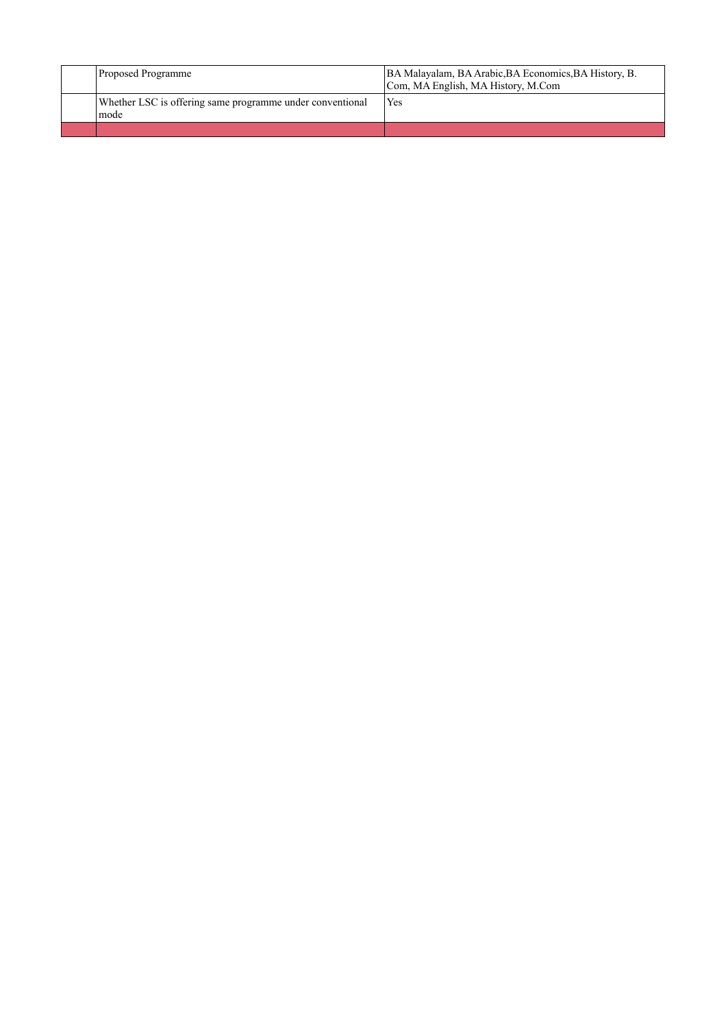|  |  |  |
|---|---|---|
|  | Proposed Programme | BA Malayalam, BA Arabic,BA Economics,BA History, B. Com, MA English, MA History, M.Com |
|  | Whether LSC is offering same programme under conventional mode | Yes |
|  |  |  |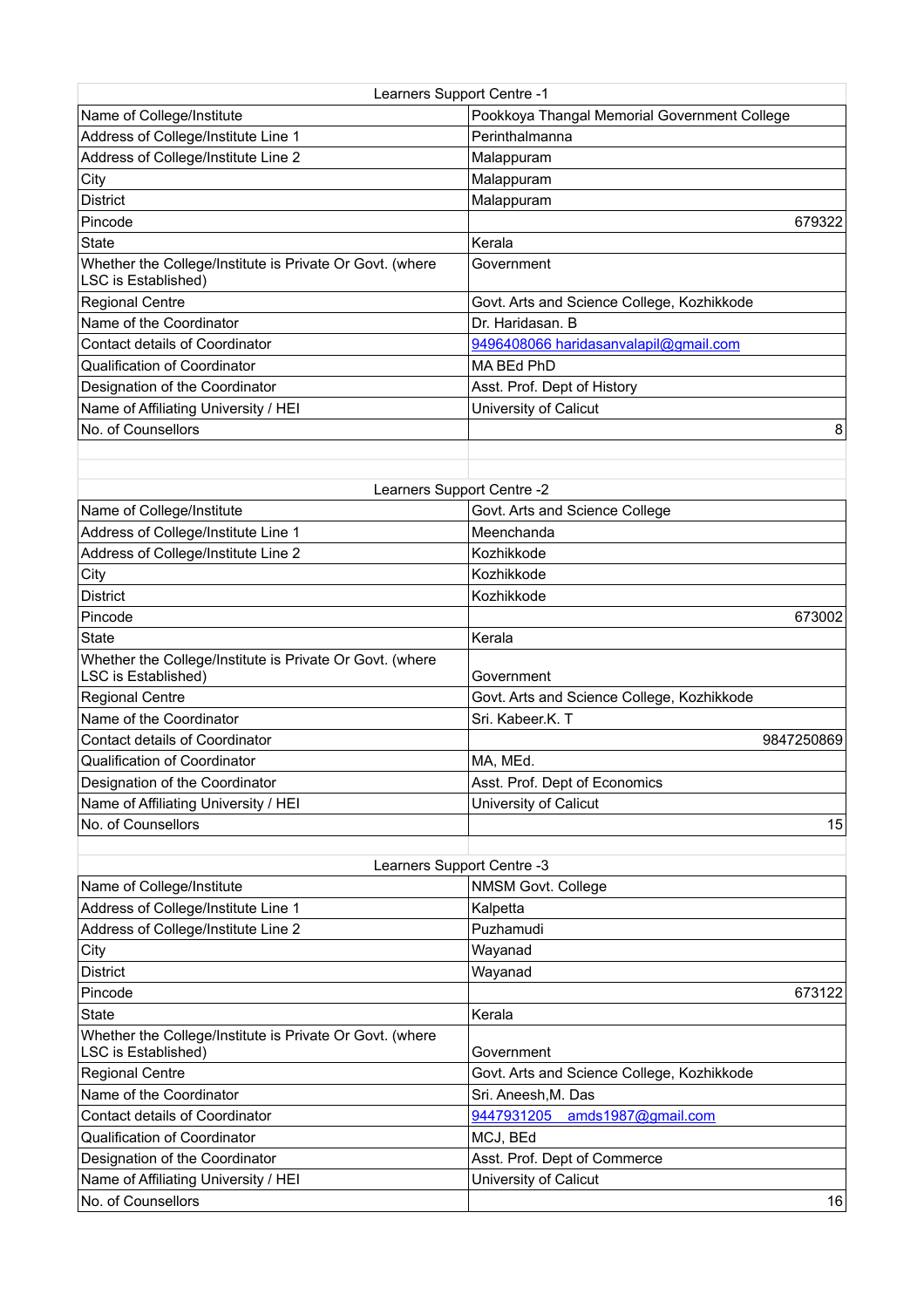| Learners Support Centre -1 | |
|---|---|
| Name of College/Institute | Pookkoya Thangal Memorial Government College |
| Address of College/Institute Line 1 | Perinthalmanna |
| Address of College/Institute Line 2 | Malappuram |
| City | Malappuram |
| District | Malappuram |
| Pincode | 679322 |
| State | Kerala |
| Whether the College/Institute is Private Or Govt. (where LSC is Established) | Government |
| Regional Centre | Govt. Arts and Science College, Kozhikkode |
| Name of the Coordinator | Dr. Haridasan. B |
| Contact details of Coordinator | 9496408066 haridasanvalapil@gmail.com |
| Qualification of Coordinator | MA BEd PhD |
| Designation of the Coordinator | Asst. Prof. Dept of History |
| Name of Affiliating University / HEI | University of Calicut |
| No. of Counsellors | 8 |

| Learners Support Centre -2 | |
|---|---|
| Name of College/Institute | Govt. Arts and Science College |
| Address of College/Institute Line 1 | Meenchanda |
| Address of College/Institute Line 2 | Kozhikkode |
| City | Kozhikkode |
| District | Kozhikkode |
| Pincode | 673002 |
| State | Kerala |
| Whether the College/Institute is Private Or Govt. (where LSC is Established) | Government |
| Regional Centre | Govt. Arts and Science College, Kozhikkode |
| Name of the Coordinator | Sri. Kabeer.K. T |
| Contact details of Coordinator | 9847250869 |
| Qualification of Coordinator | MA, MEd. |
| Designation of the Coordinator | Asst. Prof. Dept of Economics |
| Name of Affiliating University / HEI | University of Calicut |
| No. of Counsellors | 15 |

| Learners Support Centre -3 | |
|---|---|
| Name of College/Institute | NMSM Govt. College |
| Address of College/Institute Line 1 | Kalpetta |
| Address of College/Institute Line 2 | Puzhamudi |
| City | Wayanad |
| District | Wayanad |
| Pincode | 673122 |
| State | Kerala |
| Whether the College/Institute is Private Or Govt. (where LSC is Established) | Government |
| Regional Centre | Govt. Arts and Science College, Kozhikkode |
| Name of the Coordinator | Sri. Aneesh,M. Das |
| Contact details of Coordinator | 9447931205 amds1987@gmail.com |
| Qualification of Coordinator | MCJ, BEd |
| Designation of the Coordinator | Asst. Prof. Dept of Commerce |
| Name of Affiliating University / HEI | University of Calicut |
| No. of Counsellors | 16 |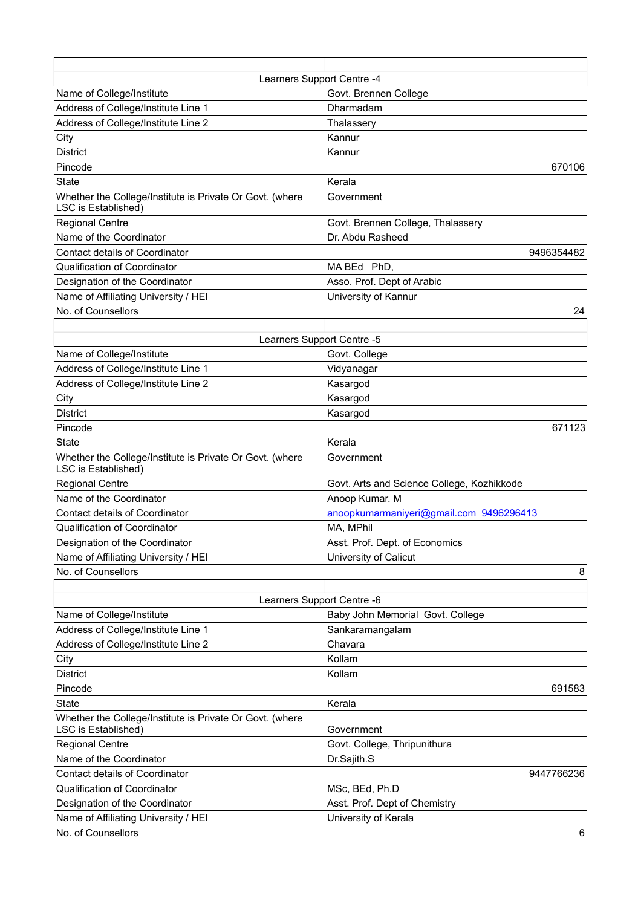| Learners Support Centre -4 | |
|---|---|
| Name of College/Institute | Govt. Brennen College |
| Address of College/Institute Line 1 | Dharmadam |
| Address of College/Institute Line 2 | Thalassery |
| City | Kannur |
| District | Kannur |
| Pincode | 670106 |
| State | Kerala |
| Whether the College/Institute is Private Or Govt. (where LSC is Established) | Government |
| Regional Centre | Govt. Brennen College, Thalassery |
| Name of the Coordinator | Dr. Abdu Rasheed |
| Contact details of Coordinator | 9496354482 |
| Qualification of Coordinator | MA BEd PhD, |
| Designation of the Coordinator | Asso. Prof. Dept of Arabic |
| Name of Affiliating University / HEI | University of Kannur |
| No. of Counsellors | 24 |

| Learners Support Centre -5 | |
|---|---|
| Name of College/Institute | Govt. College |
| Address of College/Institute Line 1 | Vidyanagar |
| Address of College/Institute Line 2 | Kasargod |
| City | Kasargod |
| District | Kasargod |
| Pincode | 671123 |
| State | Kerala |
| Whether the College/Institute is Private Or Govt. (where LSC is Established) | Government |
| Regional Centre | Govt. Arts and Science College, Kozhikkode |
| Name of the Coordinator | Anoop Kumar. M |
| Contact details of Coordinator | anoopkumarmaniyeri@gmail.com 9496296413 |
| Qualification of Coordinator | MA, MPhil |
| Designation of the Coordinator | Asst. Prof. Dept. of Economics |
| Name of Affiliating University / HEI | University of Calicut |
| No. of Counsellors | 8 |

| Learners Support Centre -6 | |
|---|---|
| Name of College/Institute | Baby John Memorial Govt. College |
| Address of College/Institute Line 1 | Sankaramangalam |
| Address of College/Institute Line 2 | Chavara |
| City | Kollam |
| District | Kollam |
| Pincode | 691583 |
| State | Kerala |
| Whether the College/Institute is Private Or Govt. (where LSC is Established) | Government |
| Regional Centre | Govt. College, Thripunithura |
| Name of the Coordinator | Dr.Sajith.S |
| Contact details of Coordinator | 9447766236 |
| Qualification of Coordinator | MSc, BEd, Ph.D |
| Designation of the Coordinator | Asst. Prof. Dept of Chemistry |
| Name of Affiliating University / HEI | University of Kerala |
| No. of Counsellors | 6 |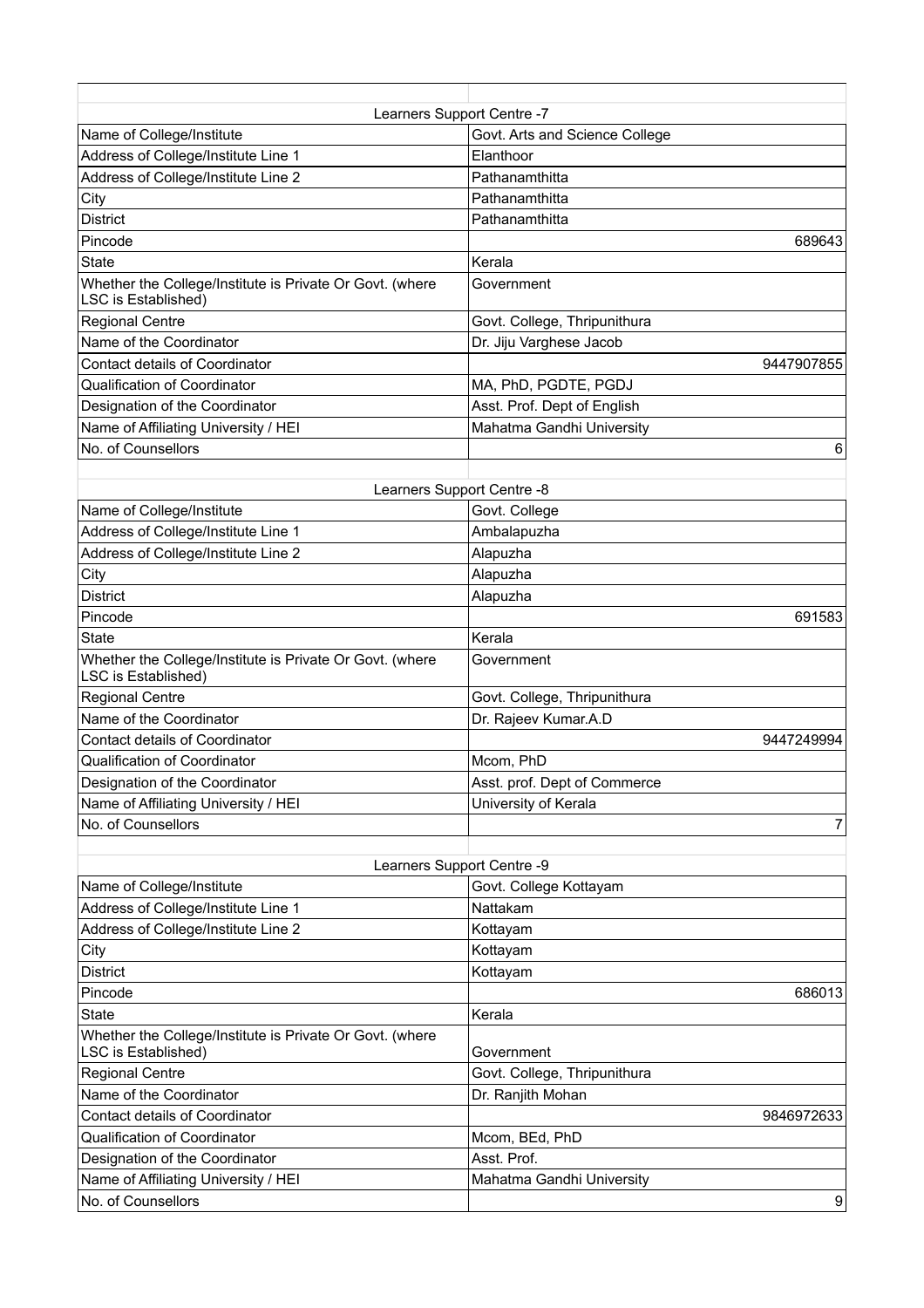| Learners Support Centre -7 | |
|---|---|
| Name of College/Institute | Govt. Arts and Science College |
| Address of College/Institute Line 1 | Elanthoor |
| Address of College/Institute Line 2 | Pathanamthitta |
| City | Pathanamthitta |
| District | Pathanamthitta |
| Pincode | 689643 |
| State | Kerala |
| Whether the College/Institute is Private Or Govt. (where LSC is Established) | Government |
| Regional Centre | Govt. College, Thripunithura |
| Name of the Coordinator | Dr. Jiju Varghese Jacob |
| Contact details of Coordinator | 9447907855 |
| Qualification of Coordinator | MA, PhD, PGDTE, PGDJ |
| Designation of the Coordinator | Asst. Prof. Dept of English |
| Name of Affiliating University / HEI | Mahatma Gandhi University |
| No. of Counsellors | 6 |

| Learners Support Centre -8 | |
|---|---|
| Name of College/Institute | Govt. College |
| Address of College/Institute Line 1 | Ambalapuzha |
| Address of College/Institute Line 2 | Alapuzha |
| City | Alapuzha |
| District | Alapuzha |
| Pincode | 691583 |
| State | Kerala |
| Whether the College/Institute is Private Or Govt. (where LSC is Established) | Government |
| Regional Centre | Govt. College, Thripunithura |
| Name of the Coordinator | Dr. Rajeev Kumar.A.D |
| Contact details of Coordinator | 9447249994 |
| Qualification of Coordinator | Mcom, PhD |
| Designation of the Coordinator | Asst. prof. Dept of Commerce |
| Name of Affiliating University / HEI | University of Kerala |
| No. of Counsellors | 7 |

| Learners Support Centre -9 | |
|---|---|
| Name of College/Institute | Govt. College Kottayam |
| Address of College/Institute Line 1 | Nattakam |
| Address of College/Institute Line 2 | Kottayam |
| City | Kottayam |
| District | Kottayam |
| Pincode | 686013 |
| State | Kerala |
| Whether the College/Institute is Private Or Govt. (where LSC is Established) | Government |
| Regional Centre | Govt. College, Thripunithura |
| Name of the Coordinator | Dr. Ranjith Mohan |
| Contact details of Coordinator | 9846972633 |
| Qualification of Coordinator | Mcom, BEd, PhD |
| Designation of the Coordinator | Asst. Prof. |
| Name of Affiliating University / HEI | Mahatma Gandhi University |
| No. of Counsellors | 9 |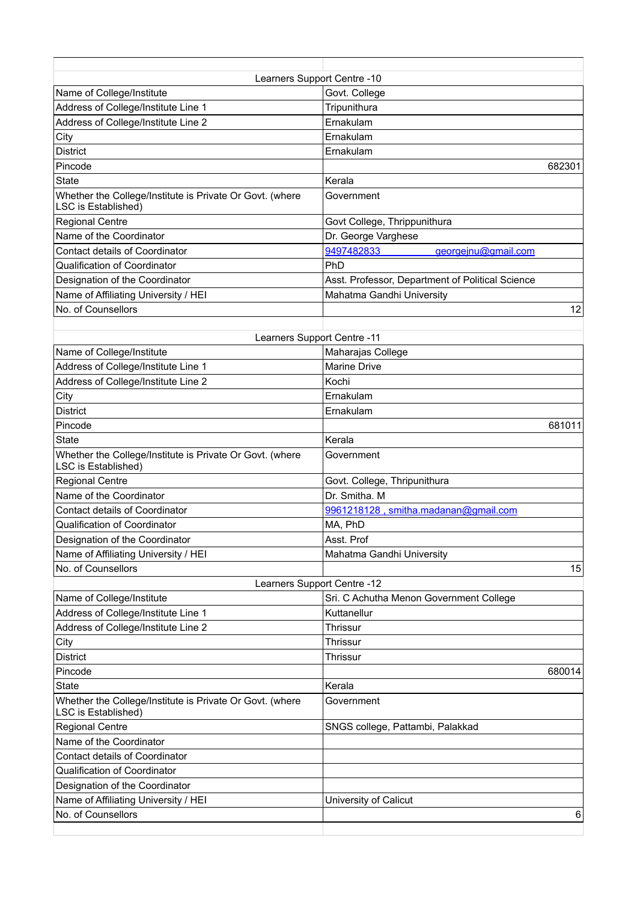| Learners Support Centre -10 | |
|---|---|
| Name of College/Institute | Govt. College |
| Address of College/Institute Line 1 | Tripunithura |
| Address of College/Institute Line 2 | Ernakulam |
| City | Ernakulam |
| District | Ernakulam |
| Pincode | 682301 |
| State | Kerala |
| Whether the College/Institute is Private Or Govt. (where LSC is Established) | Government |
| Regional Centre | Govt College, Thrippunithura |
| Name of the Coordinator | Dr. George Varghese |
| Contact details of Coordinator | 9497482833 georgejnu@gmail.com |
| Qualification of Coordinator | PhD |
| Designation of the Coordinator | Asst. Professor, Department of Political Science |
| Name of Affiliating University / HEI | Mahatma Gandhi University |
| No. of Counsellors | 12 |

| Learners Support Centre -11 | |
|---|---|
| Name of College/Institute | Maharajas College |
| Address of College/Institute Line 1 | Marine Drive |
| Address of College/Institute Line 2 | Kochi |
| City | Ernakulam |
| District | Ernakulam |
| Pincode | 681011 |
| State | Kerala |
| Whether the College/Institute is Private Or Govt. (where LSC is Established) | Government |
| Regional Centre | Govt. College, Thripunithura |
| Name of the Coordinator | Dr. Smitha. M |
| Contact details of Coordinator | 9961218128 , smitha.madanan@gmail.com |
| Qualification of Coordinator | MA, PhD |
| Designation of the Coordinator | Asst. Prof |
| Name of Affiliating University / HEI | Mahatma Gandhi University |
| No. of Counsellors | 15 |

| Learners Support Centre -12 | |
|---|---|
| Name of College/Institute | Sri. C Achutha Menon Government College |
| Address of College/Institute Line 1 | Kuttanellur |
| Address of College/Institute Line 2 | Thrissur |
| City | Thrissur |
| District | Thrissur |
| Pincode | 680014 |
| State | Kerala |
| Whether the College/Institute is Private Or Govt. (where LSC is Established) | Government |
| Regional Centre | SNGS college, Pattambi, Palakkad |
| Name of the Coordinator | |
| Contact details of Coordinator | |
| Qualification of Coordinator | |
| Designation of the Coordinator | |
| Name of Affiliating University / HEI | University of Calicut |
| No. of Counsellors | 6 |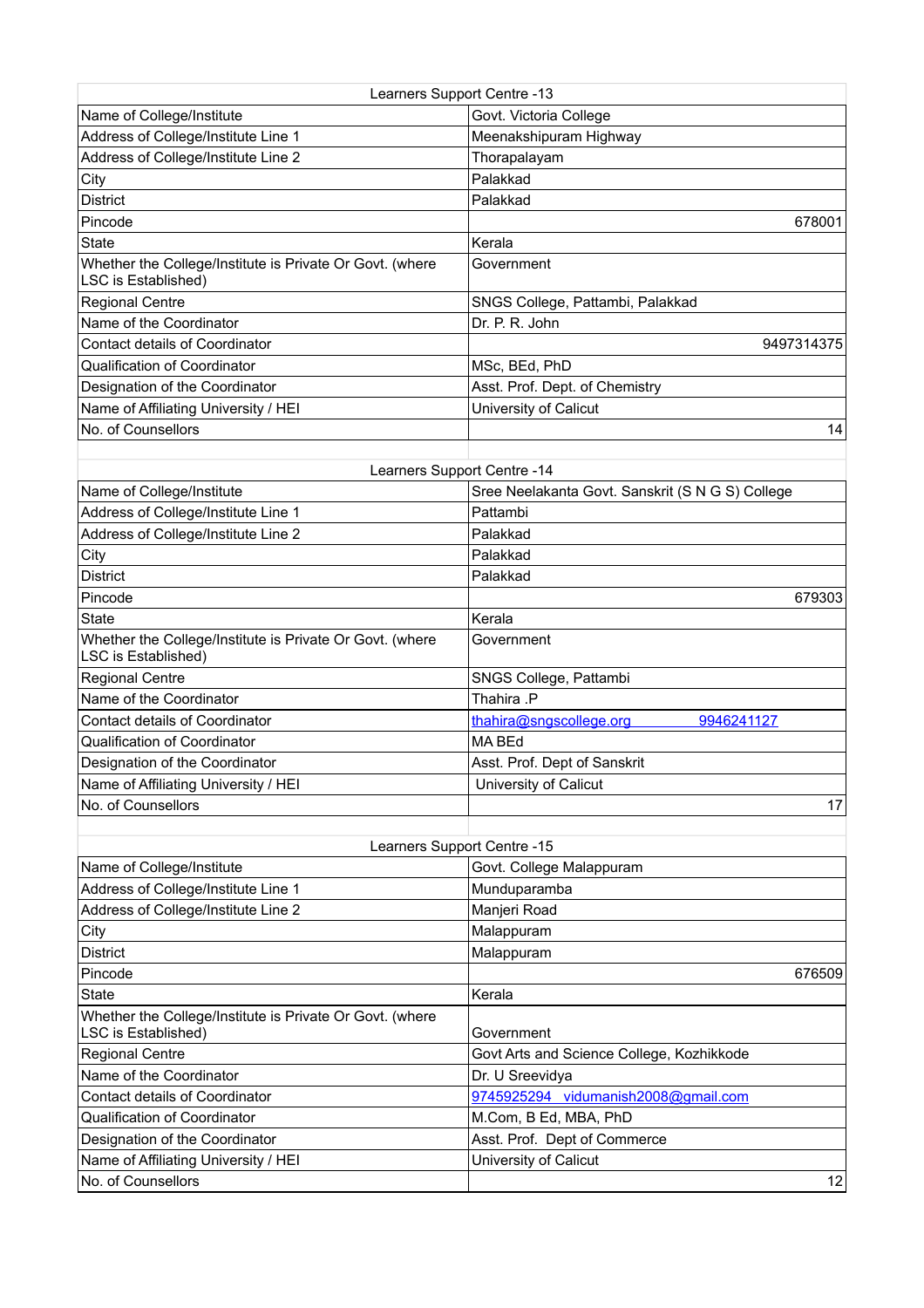| Learners Support Centre -13 | |
|---|---|
| Name of College/Institute | Govt. Victoria College |
| Address of College/Institute Line 1 | Meenakshipuram Highway |
| Address of College/Institute Line 2 | Thorapalayam |
| City | Palakkad |
| District | Palakkad |
| Pincode | 678001 |
| State | Kerala |
| Whether the College/Institute is Private Or Govt. (where LSC is Established) | Government |
| Regional Centre | SNGS College, Pattambi, Palakkad |
| Name of the Coordinator | Dr. P. R. John |
| Contact details of Coordinator | 9497314375 |
| Qualification of Coordinator | MSc, BEd, PhD |
| Designation of the Coordinator | Asst. Prof. Dept. of Chemistry |
| Name of Affiliating University / HEI | University of Calicut |
| No. of Counsellors | 14 |

| Learners Support Centre -14 | |
|---|---|
| Name of College/Institute | Sree Neelakanta Govt. Sanskrit (S N G S) College |
| Address of College/Institute Line 1 | Pattambi |
| Address of College/Institute Line 2 | Palakkad |
| City | Palakkad |
| District | Palakkad |
| Pincode | 679303 |
| State | Kerala |
| Whether the College/Institute is Private Or Govt. (where LSC is Established) | Government |
| Regional Centre | SNGS College, Pattambi |
| Name of the Coordinator | Thahira .P |
| Contact details of Coordinator | thahira@sngscollege.org 9946241127 |
| Qualification of Coordinator | MA BEd |
| Designation of the Coordinator | Asst. Prof. Dept of Sanskrit |
| Name of Affiliating University / HEI | University of Calicut |
| No. of Counsellors | 17 |

| Learners Support Centre -15 | |
|---|---|
| Name of College/Institute | Govt. College Malappuram |
| Address of College/Institute Line 1 | Munduparamba |
| Address of College/Institute Line 2 | Manjeri Road |
| City | Malappuram |
| District | Malappuram |
| Pincode | 676509 |
| State | Kerala |
| Whether the College/Institute is Private Or Govt. (where LSC is Established) | Government |
| Regional Centre | Govt Arts and Science College, Kozhikkode |
| Name of the Coordinator | Dr. U Sreevidya |
| Contact details of Coordinator | 9745925294 vidumanish2008@gmail.com |
| Qualification of Coordinator | M.Com, B Ed, MBA, PhD |
| Designation of the Coordinator | Asst. Prof. Dept of Commerce |
| Name of Affiliating University / HEI | University of Calicut |
| No. of Counsellors | 12 |